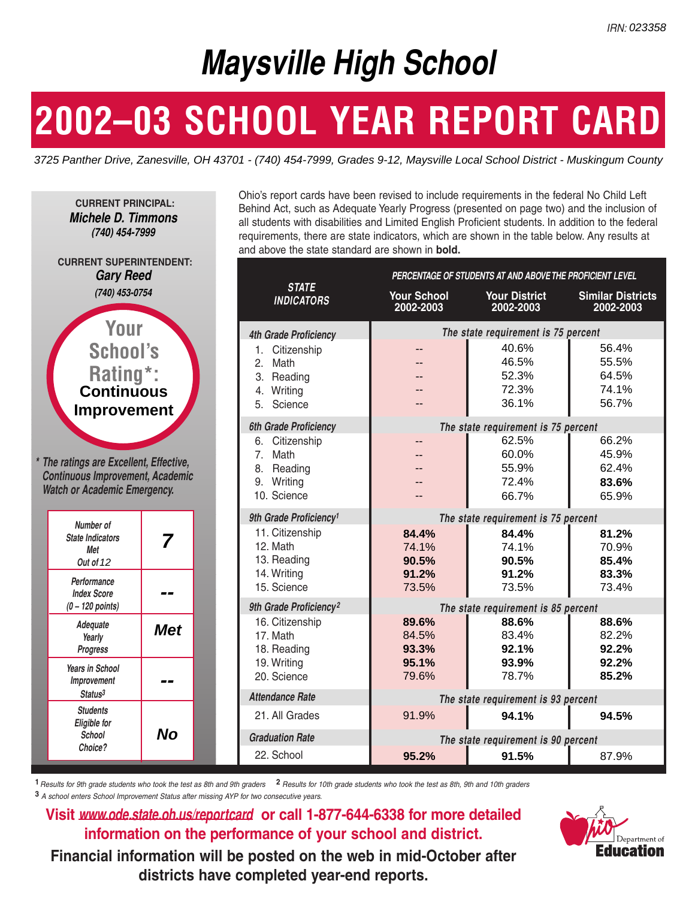IRN: 023358

# Maysville High School

# 2002–03 SCHOOL YEAR REPORT CARD

*3725 Panther Drive, Zanesville, OH 43701 - (740) 454-7999, Grades 9-12, Maysville Local School District - Muskingum County*

**CURRENT PRINCIPAL:**
***Michele D. Timmons***
*(740) 454-7999*

**CURRENT SUPERINTENDENT:**
***Gary Reed***
*(740) 453-0754*

**Your School's Rating*: Continuous Improvement**

*\* The ratings are Excellent, Effective, Continuous Improvement, Academic Watch or Academic Emergency.*

| | |
|---|---|
| Number of State Indicators Met Out of 12 | **7** |
| Performance Index Score (0 – 120 points) | **--** |
| Adequate Yearly Progress | **Met** |
| Years in School Improvement Status[3] | **--** |
| Students Eligible for School Choice? | **No** |

Ohio's report cards have been revised to include requirements in the federal No Child Left Behind Act, such as Adequate Yearly Progress (presented on page two) and the inclusion of all students with disabilities and Limited English Proficient students. In addition to the federal requirements, there are state indicators, which are shown in the table below. Any results at and above the state standard are shown in **bold.**

| STATE INDICATORS | PERCENTAGE OF STUDENTS AT AND ABOVE THE PROFICIENT LEVEL | | |
|---|---|---|---|
| | Your School 2002-2003 | Your District 2002-2003 | Similar Districts 2002-2003 |
| ***4th Grade Proficiency*** | *The state requirement is 75 percent* | | |
| 1. Citizenship | -- | 40.6% | 56.4% |
| 2. Math | -- | 46.5% | 55.5% |
| 3. Reading | -- | 52.3% | 64.5% |
| 4. Writing | -- | 72.3% | 74.1% |
| 5. Science | -- | 36.1% | 56.7% |
| ***6th Grade Proficiency*** | *The state requirement is 75 percent* | | |
| 6. Citizenship | -- | 62.5% | 66.2% |
| 7. Math | -- | 60.0% | 45.9% |
| 8. Reading | -- | 55.9% | 62.4% |
| 9. Writing | -- | 72.4% | **83.6%** |
| 10. Science | -- | 66.7% | 65.9% |
| ***9th Grade Proficiency[1]*** | *The state requirement is 75 percent* | | |
| 11. Citizenship | **84.4%** | **84.4%** | **81.2%** |
| 12. Math | 74.1% | 74.1% | 70.9% |
| 13. Reading | **90.5%** | **90.5%** | **85.4%** |
| 14. Writing | **91.2%** | **91.2%** | **83.3%** |
| 15. Science | 73.5% | 73.5% | 73.4% |
| ***9th Grade Proficiency[2]*** | *The state requirement is 85 percent* | | |
| 16. Citizenship | **89.6%** | **88.6%** | **88.6%** |
| 17. Math | 84.5% | 83.4% | 82.2% |
| 18. Reading | **93.3%** | **92.1%** | **92.2%** |
| 19. Writing | **95.1%** | **93.9%** | **92.2%** |
| 20. Science | 79.6% | 78.7% | **85.2%** |
| ***Attendance Rate*** | *The state requirement is 93 percent* | | |
| 21. All Grades | 91.9% | **94.1%** | **94.5%** |
| ***Graduation Rate*** | *The state requirement is 90 percent* | | |
| 22. School | **95.2%** | **91.5%** | 87.9% |

[1] *Results for 9th grade students who took the test as 8th and 9th graders* [2] *Results for 10th grade students who took the test as 8th, 9th and 10th graders*
[3] *A school enters School Improvement Status after missing AYP for two consecutive years.*

**Visit www.ode.state.oh.us/reportcard or call 1-877-644-6338 for more detailed information on the performance of your school and district.**

**Financial information will be posted on the web in mid-October after districts have completed year-end reports.**

Ohio Department of Education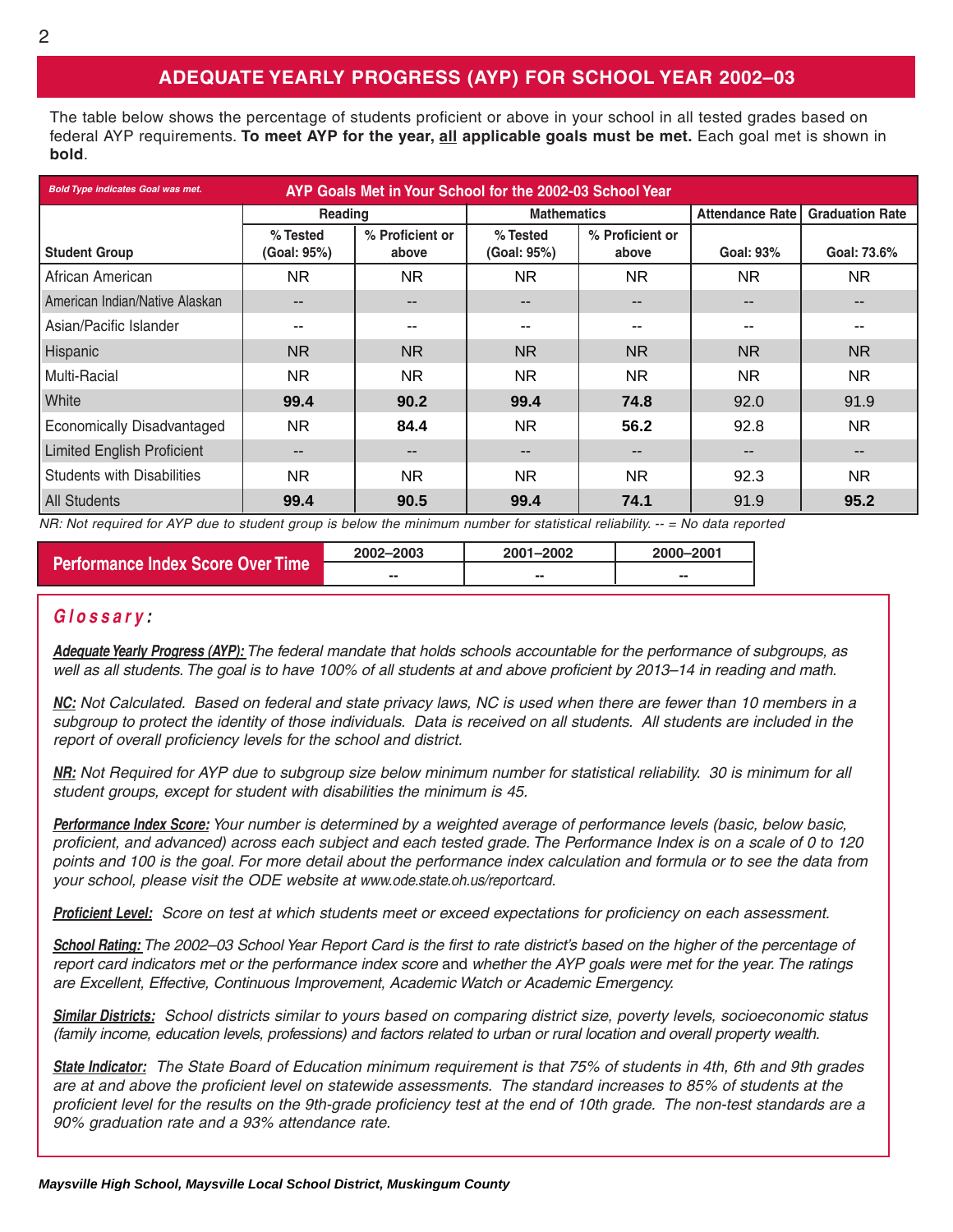## ADEQUATE YEARLY PROGRESS (AYP) FOR SCHOOL YEAR 2002–03

The table below shows the percentage of students proficient or above in your school in all tested grades based on federal AYP requirements. **To meet AYP for the year, all applicable goals must be met.** Each goal met is shown in **bold**.

*Bold Type indicates Goal was met.*

**AYP Goals Met in Your School for the 2002-03 School Year**

| Student Group | Reading | | Mathematics | | Attendance Rate | Graduation Rate |
|---|---|---|---|---|---|---|
| | % Tested (Goal: 95%) | % Proficient or above | % Tested (Goal: 95%) | % Proficient or above | Goal: 93% | Goal: 73.6% |
| African American | NR | NR | NR | NR | NR | NR |
| American Indian/Native Alaskan | -- | -- | -- | -- | -- | -- |
| Asian/Pacific Islander | -- | -- | -- | -- | -- | -- |
| Hispanic | NR | NR | NR | NR | NR | NR |
| Multi-Racial | NR | NR | NR | NR | NR | NR |
| White | **99.4** | **90.2** | **99.4** | **74.8** | 92.0 | 91.9 |
| Economically Disadvantaged | NR | **84.4** | NR | **56.2** | 92.8 | NR |
| Limited English Proficient | -- | -- | -- | -- | -- | -- |
| Students with Disabilities | NR | NR | NR | NR | 92.3 | NR |
| All Students | **99.4** | **90.5** | **99.4** | **74.1** | 91.9 | **95.2** |

*NR: Not required for AYP due to student group is below the minimum number for statistical reliability. -- = No data reported*

| Performance Index Score Over Time | 2002–2003 | 2001–2002 | 2000–2001 |
|---|---|---|---|
| | -- | -- | -- |

### *Glossary:*

***Adequate Yearly Progress (AYP):*** *The federal mandate that holds schools accountable for the performance of subgroups, as well as all students. The goal is to have 100% of all students at and above proficient by 2013–14 in reading and math.*

***NC:*** *Not Calculated. Based on federal and state privacy laws, NC is used when there are fewer than 10 members in a subgroup to protect the identity of those individuals. Data is received on all students. All students are included in the report of overall proficiency levels for the school and district.*

***NR:*** *Not Required for AYP due to subgroup size below minimum number for statistical reliability. 30 is minimum for all student groups, except for student with disabilities the minimum is 45.*

***Performance Index Score:*** *Your number is determined by a weighted average of performance levels (basic, below basic, proficient, and advanced) across each subject and each tested grade. The Performance Index is on a scale of 0 to 120 points and 100 is the goal. For more detail about the performance index calculation and formula or to see the data from your school, please visit the ODE website at www.ode.state.oh.us/reportcard.*

***Proficient Level:*** *Score on test at which students meet or exceed expectations for proficiency on each assessment.*

***School Rating:*** *The 2002–03 School Year Report Card is the first to rate district's based on the higher of the percentage of report card indicators met or the performance index score* and *whether the AYP goals were met for the year. The ratings are Excellent, Effective, Continuous Improvement, Academic Watch or Academic Emergency.*

***Similar Districts:*** *School districts similar to yours based on comparing district size, poverty levels, socioeconomic status (family income, education levels, professions) and factors related to urban or rural location and overall property wealth.*

***State Indicator:*** *The State Board of Education minimum requirement is that 75% of students in 4th, 6th and 9th grades are at and above the proficient level on statewide assessments. The standard increases to 85% of students at the proficient level for the results on the 9th-grade proficiency test at the end of 10th grade. The non-test standards are a 90% graduation rate and a 93% attendance rate.*

***Maysville High School, Maysville Local School District, Muskingum County***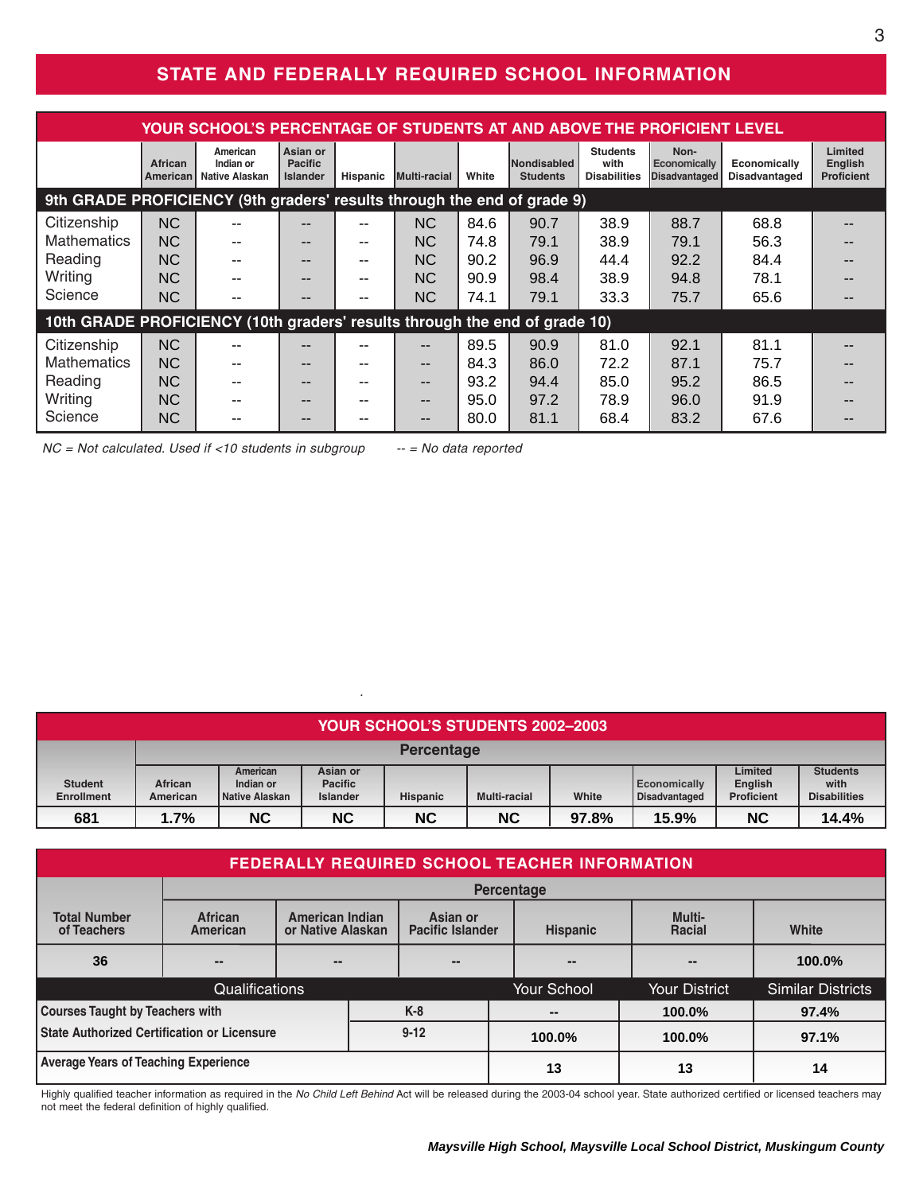## STATE AND FEDERALLY REQUIRED SCHOOL INFORMATION

### YOUR SCHOOL'S PERCENTAGE OF STUDENTS AT AND ABOVE THE PROFICIENT LEVEL

| | African American | American Indian or Native Alaskan | Asian or Pacific Islander | Hispanic | Multi-racial | White | Nondisabled Students | Students with Disabilities | Non-Economically Disadvantaged | Economically Disadvantaged | Limited English Proficient |
|---|---|---|---|---|---|---|---|---|---|---|---|
| **9th GRADE PROFICIENCY (9th graders' results through the end of grade 9)** | | | | | | | | | | | |
| Citizenship | NC | -- | -- | -- | NC | 84.6 | 90.7 | 38.9 | 88.7 | 68.8 | -- |
| Mathematics | NC | -- | -- | -- | NC | 74.8 | 79.1 | 38.9 | 79.1 | 56.3 | -- |
| Reading | NC | -- | -- | -- | NC | 90.2 | 96.9 | 44.4 | 92.2 | 84.4 | -- |
| Writing | NC | -- | -- | -- | NC | 90.9 | 98.4 | 38.9 | 94.8 | 78.1 | -- |
| Science | NC | -- | -- | -- | NC | 74.1 | 79.1 | 33.3 | 75.7 | 65.6 | -- |
| **10th GRADE PROFICIENCY (10th graders' results through the end of grade 10)** | | | | | | | | | | | |
| Citizenship | NC | -- | -- | -- | -- | 89.5 | 90.9 | 81.0 | 92.1 | 81.1 | -- |
| Mathematics | NC | -- | -- | -- | -- | 84.3 | 86.0 | 72.2 | 87.1 | 75.7 | -- |
| Reading | NC | -- | -- | -- | -- | 93.2 | 94.4 | 85.0 | 95.2 | 86.5 | -- |
| Writing | NC | -- | -- | -- | -- | 95.0 | 97.2 | 78.9 | 96.0 | 91.9 | -- |
| Science | NC | -- | -- | -- | -- | 80.0 | 81.1 | 68.4 | 83.2 | 67.6 | -- |

*NC = Not calculated. Used if <10 students in subgroup*    *-- = No data reported*

### YOUR SCHOOL'S STUDENTS 2002–2003

| | Percentage | | | | | | | | |
|---|---|---|---|---|---|---|---|---|---|
| **Student Enrollment** | **African American** | **American Indian or Native Alaskan** | **Asian or Pacific Islander** | **Hispanic** | **Multi-racial** | **White** | **Economically Disadvantaged** | **Limited English Proficient** | **Students with Disabilities** |
| **681** | **1.7%** | **NC** | **NC** | **NC** | **NC** | **97.8%** | **15.9%** | **NC** | **14.4%** |

### FEDERALLY REQUIRED SCHOOL TEACHER INFORMATION

| | Percentage | | | | | |
|---|---|---|---|---|---|---|
| **Total Number of Teachers** | **African American** | **American Indian or Native Alaskan** | **Asian or Pacific Islander** | **Hispanic** | **Multi-Racial** | **White** |
| **36** | **--** | **--** | **--** | **--** | **--** | **100.0%** |

| Qualifications | | Your School | Your District | Similar Districts |
|---|---|---|---|---|
| **Courses Taught by Teachers with State Authorized Certification or Licensure** | **K-8** | **--** | **100.0%** | **97.4%** |
| | **9-12** | **100.0%** | **100.0%** | **97.1%** |
| **Average Years of Teaching Experience** | | **13** | **13** | **14** |

Highly qualified teacher information as required in the *No Child Left Behind* Act will be released during the 2003-04 school year. State authorized certified or licensed teachers may not meet the federal definition of highly qualified.

***Maysville High School, Maysville Local School District, Muskingum County***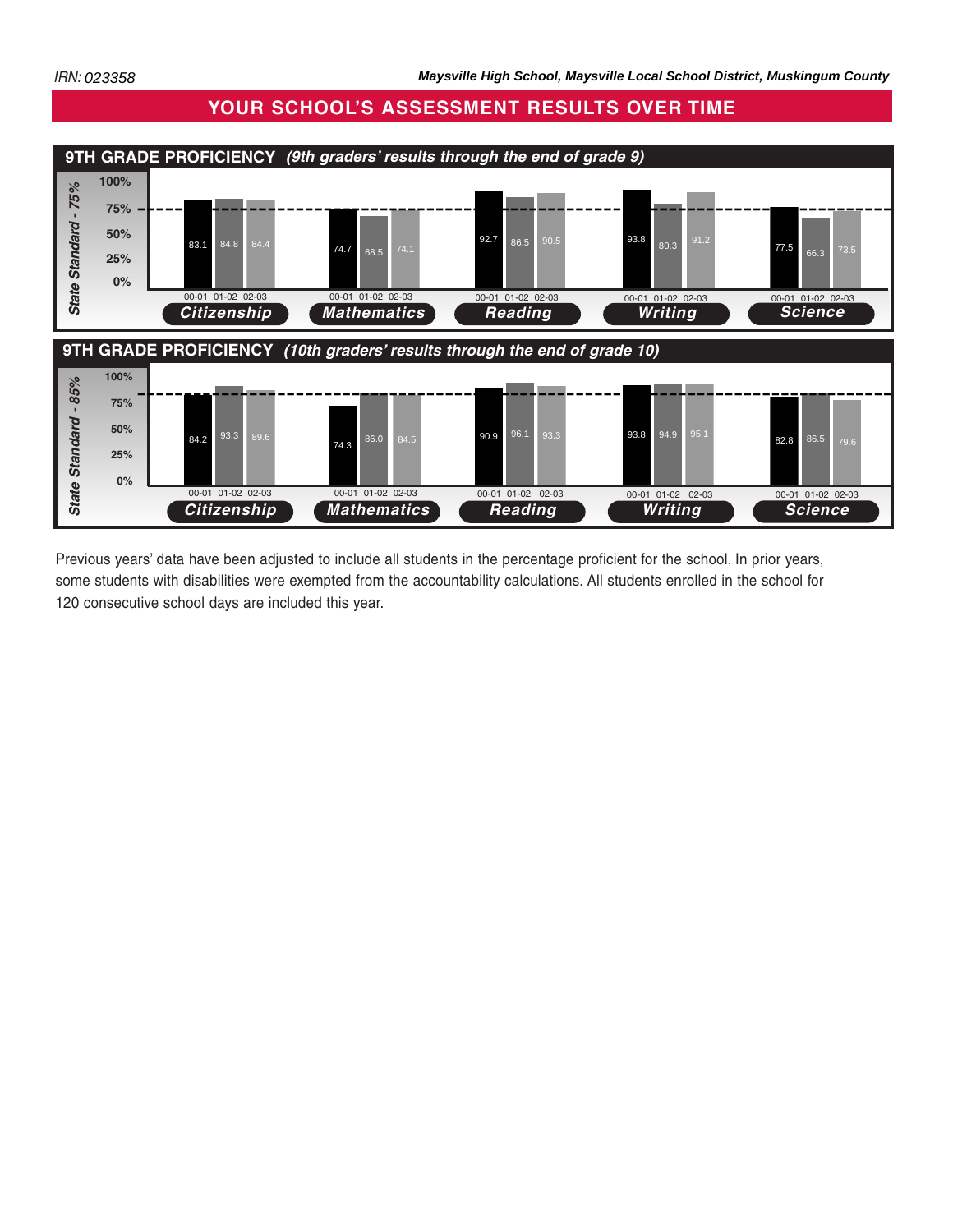IRN: 023358

Maysville High School, Maysville Local School District, Muskingum County

## YOUR SCHOOL'S ASSESSMENT RESULTS OVER TIME

### 9TH GRADE PROFICIENCY *(9th graders' results through the end of grade 9)*

State Standard - 75%

100%
75%
50%
25%
0%

Citizenship: 00-01 83.1, 01-02 84.8, 02-03 84.4

Mathematics: 00-01 74.7, 01-02 68.5, 02-03 74.1

Reading: 00-01 92.7, 01-02 86.5, 02-03 90.5

Writing: 00-01 93.8, 01-02 80.3, 02-03 91.2

Science: 00-01 77.5, 01-02 66.3, 02-03 73.5

### 9TH GRADE PROFICIENCY *(10th graders' results through the end of grade 10)*

State Standard - 85%

100%
75%
50%
25%
0%

Citizenship: 00-01 84.2, 01-02 93.3, 02-03 89.6

Mathematics: 00-01 74.3, 01-02 86.0, 02-03 84.5

Reading: 00-01 90.9, 01-02 96.1, 02-03 93.3

Writing: 00-01 93.8, 01-02 94.9, 02-03 95.1

Science: 00-01 82.8, 01-02 86.5, 02-03 79.6

Previous years' data have been adjusted to include all students in the percentage proficient for the school. In prior years, some students with disabilities were exempted from the accountability calculations. All students enrolled in the school for 120 consecutive school days are included this year.